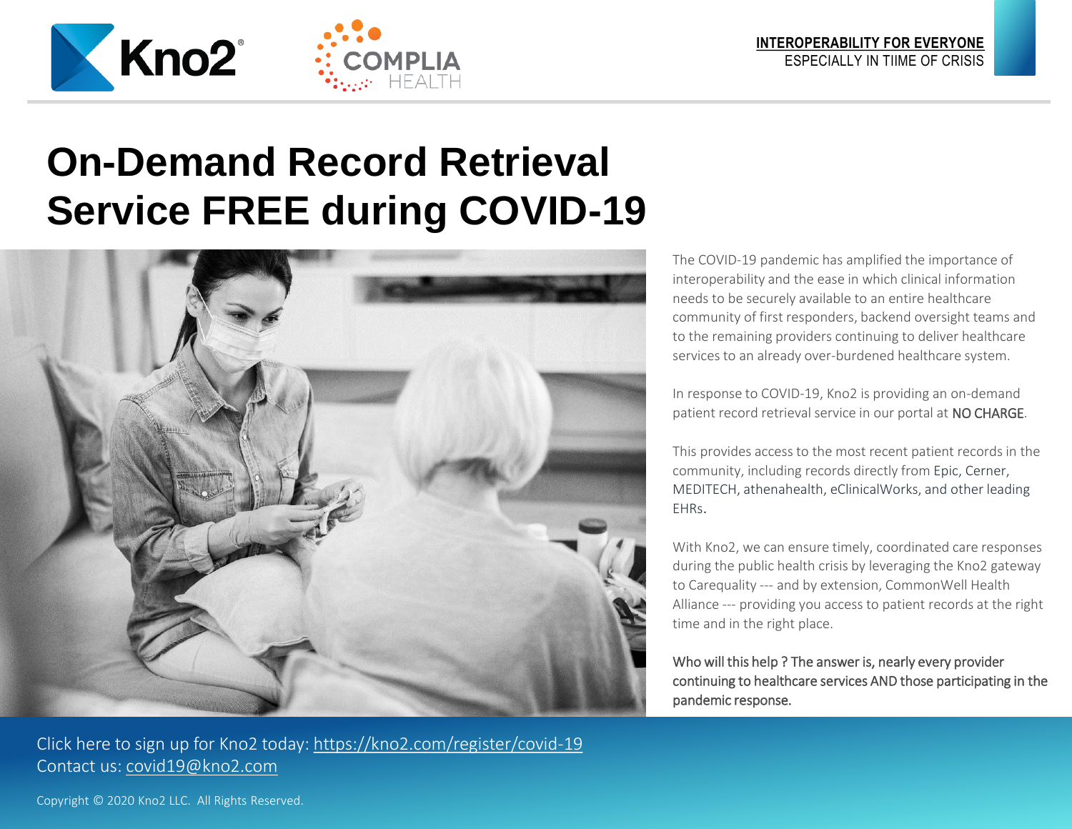**INTEROPERABILITY FOR EVERYONE**
ESPECIALLY IN TIIME OF CRISIS

# On-Demand Record Retrieval Service FREE during COVID-19

The COVID-19 pandemic has amplified the importance of interoperability and the ease in which clinical information needs to be securely available to an entire healthcare community of first responders, backend oversight teams and to the remaining providers continuing to deliver healthcare services to an already over-burdened healthcare system.

In response to COVID-19, Kno2 is providing an on-demand patient record retrieval service in our portal at NO CHARGE.

This provides access to the most recent patient records in the community, including records directly from Epic, Cerner, MEDITECH, athenahealth, eClinicalWorks, and other leading EHRs.

With Kno2, we can ensure timely, coordinated care responses during the public health crisis by leveraging the Kno2 gateway to Carequality --- and by extension, CommonWell Health Alliance --- providing you access to patient records at the right time and in the right place.

Who will this help ? The answer is, nearly every provider continuing to healthcare services AND those participating in the pandemic response.

Click here to sign up for Kno2 today: https://kno2.com/register/covid-19
Contact us: covid19@kno2.com

Copyright © 2020 Kno2 LLC. All Rights Reserved.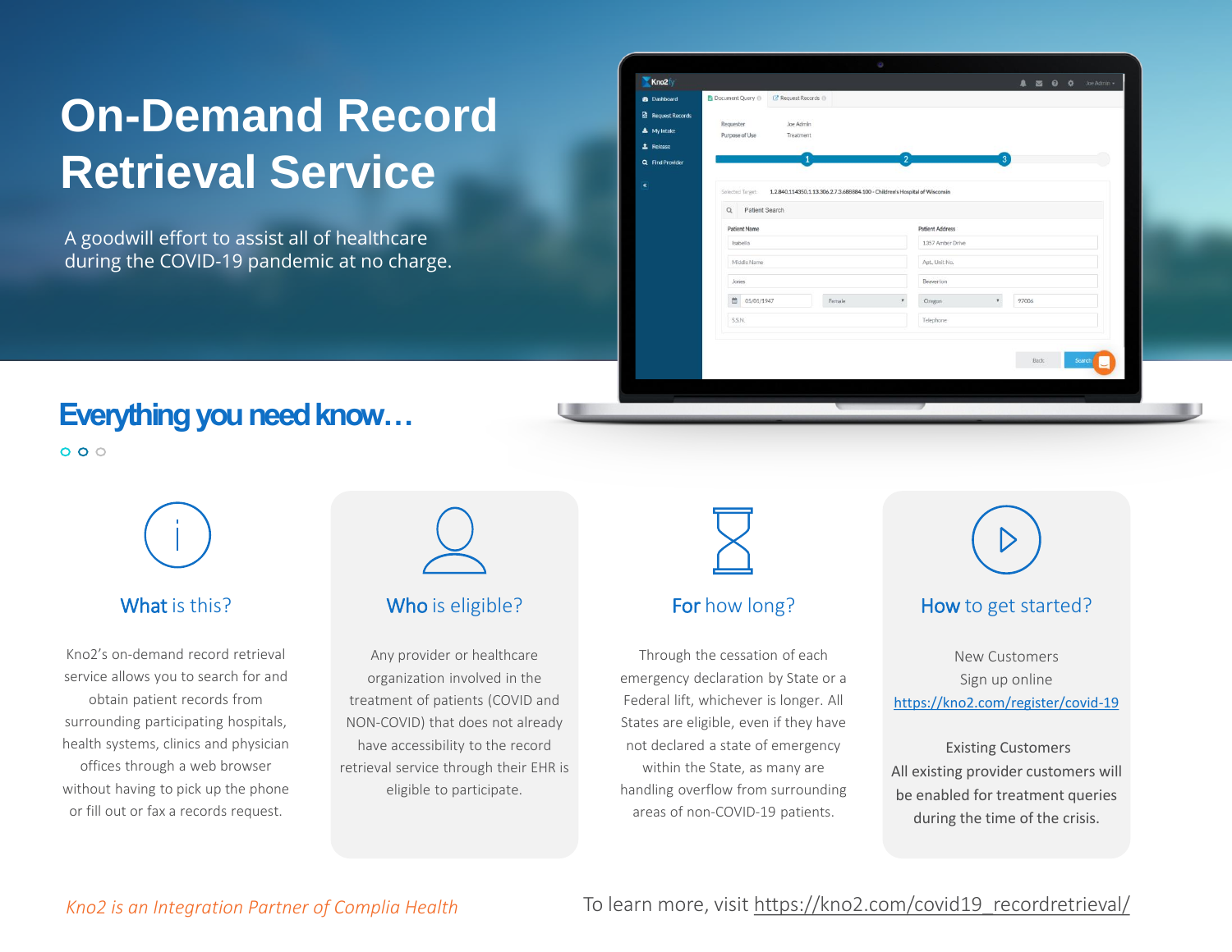# On-Demand Record Retrieval Service

A goodwill effort to assist all of healthcare during the COVID-19 pandemic at no charge.

## Everything you need know…

### What is this?

Kno2's on-demand record retrieval service allows you to search for and obtain patient records from surrounding participating hospitals, health systems, clinics and physician offices through a web browser without having to pick up the phone or fill out or fax a records request.

### Who is eligible?

Any provider or healthcare organization involved in the treatment of patients (COVID and NON-COVID) that does not already have accessibility to the record retrieval service through their EHR is eligible to participate.

### For how long?

Through the cessation of each emergency declaration by State or a Federal lift, whichever is longer. All States are eligible, even if they have not declared a state of emergency within the State, as many are handling overflow from surrounding areas of non-COVID-19 patients.

### How to get started?

New Customers
Sign up online
https://kno2.com/register/covid-19

Existing Customers
All existing provider customers will be enabled for treatment queries during the time of the crisis.

*Kno2 is an Integration Partner of Complia Health*

To learn more, visit https://kno2.com/covid19_recordretrieval/